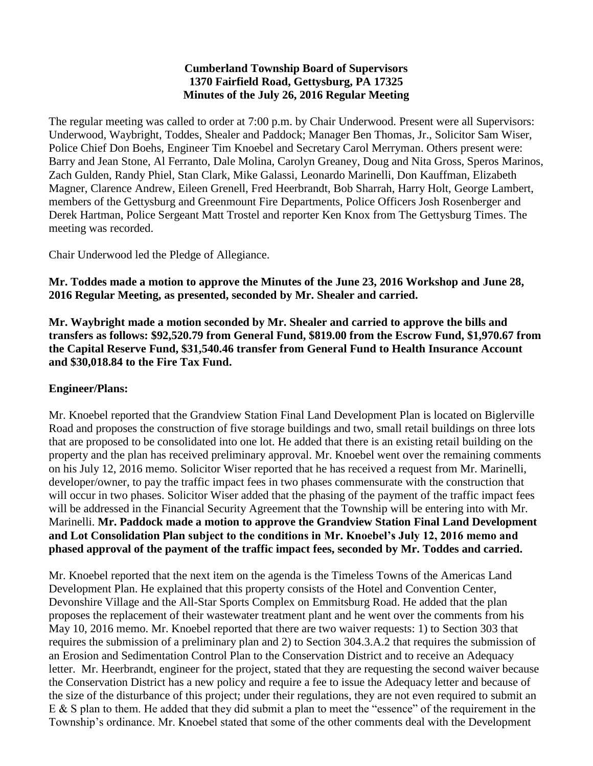**Cumberland Township Board of Supervisors**
**1370 Fairfield Road, Gettysburg, PA 17325**
**Minutes of the July 26, 2016 Regular Meeting**

The regular meeting was called to order at 7:00 p.m. by Chair Underwood. Present were all Supervisors: Underwood, Waybright, Toddes, Shealer and Paddock; Manager Ben Thomas, Jr., Solicitor Sam Wiser, Police Chief Don Boehs, Engineer Tim Knoebel and Secretary Carol Merryman. Others present were: Barry and Jean Stone, Al Ferranto, Dale Molina, Carolyn Greaney, Doug and Nita Gross, Speros Marinos, Zach Gulden, Randy Phiel, Stan Clark, Mike Galassi, Leonardo Marinelli, Don Kauffman, Elizabeth Magner, Clarence Andrew, Eileen Grenell, Fred Heerbrandt, Bob Sharrah, Harry Holt, George Lambert, members of the Gettysburg and Greenmount Fire Departments, Police Officers Josh Rosenberger and Derek Hartman, Police Sergeant Matt Trostel and reporter Ken Knox from The Gettysburg Times. The meeting was recorded.

Chair Underwood led the Pledge of Allegiance.

**Mr. Toddes made a motion to approve the Minutes of the June 23, 2016 Workshop and June 28, 2016 Regular Meeting, as presented, seconded by Mr. Shealer and carried.**

**Mr. Waybright made a motion seconded by Mr. Shealer and carried to approve the bills and transfers as follows: $92,520.79 from General Fund, $819.00 from the Escrow Fund, $1,970.67 from the Capital Reserve Fund, $31,540.46 transfer from General Fund to Health Insurance Account and $30,018.84 to the Fire Tax Fund.**

**Engineer/Plans:**

Mr. Knoebel reported that the Grandview Station Final Land Development Plan is located on Biglerville Road and proposes the construction of five storage buildings and two, small retail buildings on three lots that are proposed to be consolidated into one lot. He added that there is an existing retail building on the property and the plan has received preliminary approval. Mr. Knoebel went over the remaining comments on his July 12, 2016 memo. Solicitor Wiser reported that he has received a request from Mr. Marinelli, developer/owner, to pay the traffic impact fees in two phases commensurate with the construction that will occur in two phases. Solicitor Wiser added that the phasing of the payment of the traffic impact fees will be addressed in the Financial Security Agreement that the Township will be entering into with Mr. Marinelli. **Mr. Paddock made a motion to approve the Grandview Station Final Land Development and Lot Consolidation Plan subject to the conditions in Mr. Knoebel's July 12, 2016 memo and phased approval of the payment of the traffic impact fees, seconded by Mr. Toddes and carried.**

Mr. Knoebel reported that the next item on the agenda is the Timeless Towns of the Americas Land Development Plan. He explained that this property consists of the Hotel and Convention Center, Devonshire Village and the All-Star Sports Complex on Emmitsburg Road. He added that the plan proposes the replacement of their wastewater treatment plant and he went over the comments from his May 10, 2016 memo. Mr. Knoebel reported that there are two waiver requests: 1) to Section 303 that requires the submission of a preliminary plan and 2) to Section 304.3.A.2 that requires the submission of an Erosion and Sedimentation Control Plan to the Conservation District and to receive an Adequacy letter. Mr. Heerbrandt, engineer for the project, stated that they are requesting the second waiver because the Conservation District has a new policy and require a fee to issue the Adequacy letter and because of the size of the disturbance of this project; under their regulations, they are not even required to submit an E & S plan to them. He added that they did submit a plan to meet the "essence" of the requirement in the Township's ordinance. Mr. Knoebel stated that some of the other comments deal with the Development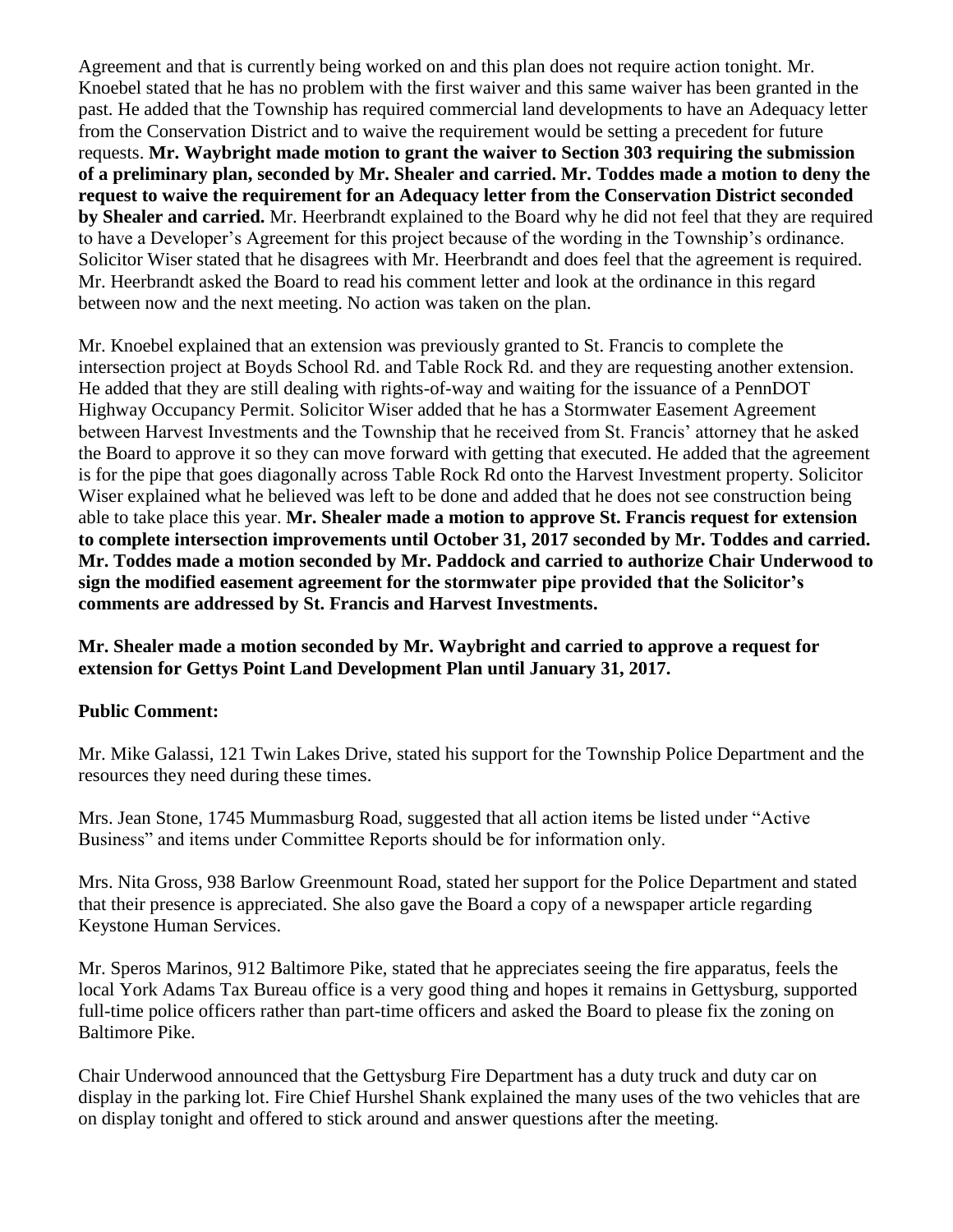Agreement and that is currently being worked on and this plan does not require action tonight. Mr. Knoebel stated that he has no problem with the first waiver and this same waiver has been granted in the past. He added that the Township has required commercial land developments to have an Adequacy letter from the Conservation District and to waive the requirement would be setting a precedent for future requests. **Mr. Waybright made motion to grant the waiver to Section 303 requiring the submission of a preliminary plan, seconded by Mr. Shealer and carried. Mr. Toddes made a motion to deny the request to waive the requirement for an Adequacy letter from the Conservation District seconded by Shealer and carried.** Mr. Heerbrandt explained to the Board why he did not feel that they are required to have a Developer's Agreement for this project because of the wording in the Township's ordinance. Solicitor Wiser stated that he disagrees with Mr. Heerbrandt and does feel that the agreement is required. Mr. Heerbrandt asked the Board to read his comment letter and look at the ordinance in this regard between now and the next meeting. No action was taken on the plan.

Mr. Knoebel explained that an extension was previously granted to St. Francis to complete the intersection project at Boyds School Rd. and Table Rock Rd. and they are requesting another extension. He added that they are still dealing with rights-of-way and waiting for the issuance of a PennDOT Highway Occupancy Permit. Solicitor Wiser added that he has a Stormwater Easement Agreement between Harvest Investments and the Township that he received from St. Francis' attorney that he asked the Board to approve it so they can move forward with getting that executed. He added that the agreement is for the pipe that goes diagonally across Table Rock Rd onto the Harvest Investment property. Solicitor Wiser explained what he believed was left to be done and added that he does not see construction being able to take place this year. **Mr. Shealer made a motion to approve St. Francis request for extension to complete intersection improvements until October 31, 2017 seconded by Mr. Toddes and carried. Mr. Toddes made a motion seconded by Mr. Paddock and carried to authorize Chair Underwood to sign the modified easement agreement for the stormwater pipe provided that the Solicitor's comments are addressed by St. Francis and Harvest Investments.**

**Mr. Shealer made a motion seconded by Mr. Waybright and carried to approve a request for extension for Gettys Point Land Development Plan until January 31, 2017.**

**Public Comment:**

Mr. Mike Galassi, 121 Twin Lakes Drive, stated his support for the Township Police Department and the resources they need during these times.

Mrs. Jean Stone, 1745 Mummasburg Road, suggested that all action items be listed under "Active Business" and items under Committee Reports should be for information only.

Mrs. Nita Gross, 938 Barlow Greenmount Road, stated her support for the Police Department and stated that their presence is appreciated. She also gave the Board a copy of a newspaper article regarding Keystone Human Services.

Mr. Speros Marinos, 912 Baltimore Pike, stated that he appreciates seeing the fire apparatus, feels the local York Adams Tax Bureau office is a very good thing and hopes it remains in Gettysburg, supported full-time police officers rather than part-time officers and asked the Board to please fix the zoning on Baltimore Pike.

Chair Underwood announced that the Gettysburg Fire Department has a duty truck and duty car on display in the parking lot. Fire Chief Hurshel Shank explained the many uses of the two vehicles that are on display tonight and offered to stick around and answer questions after the meeting.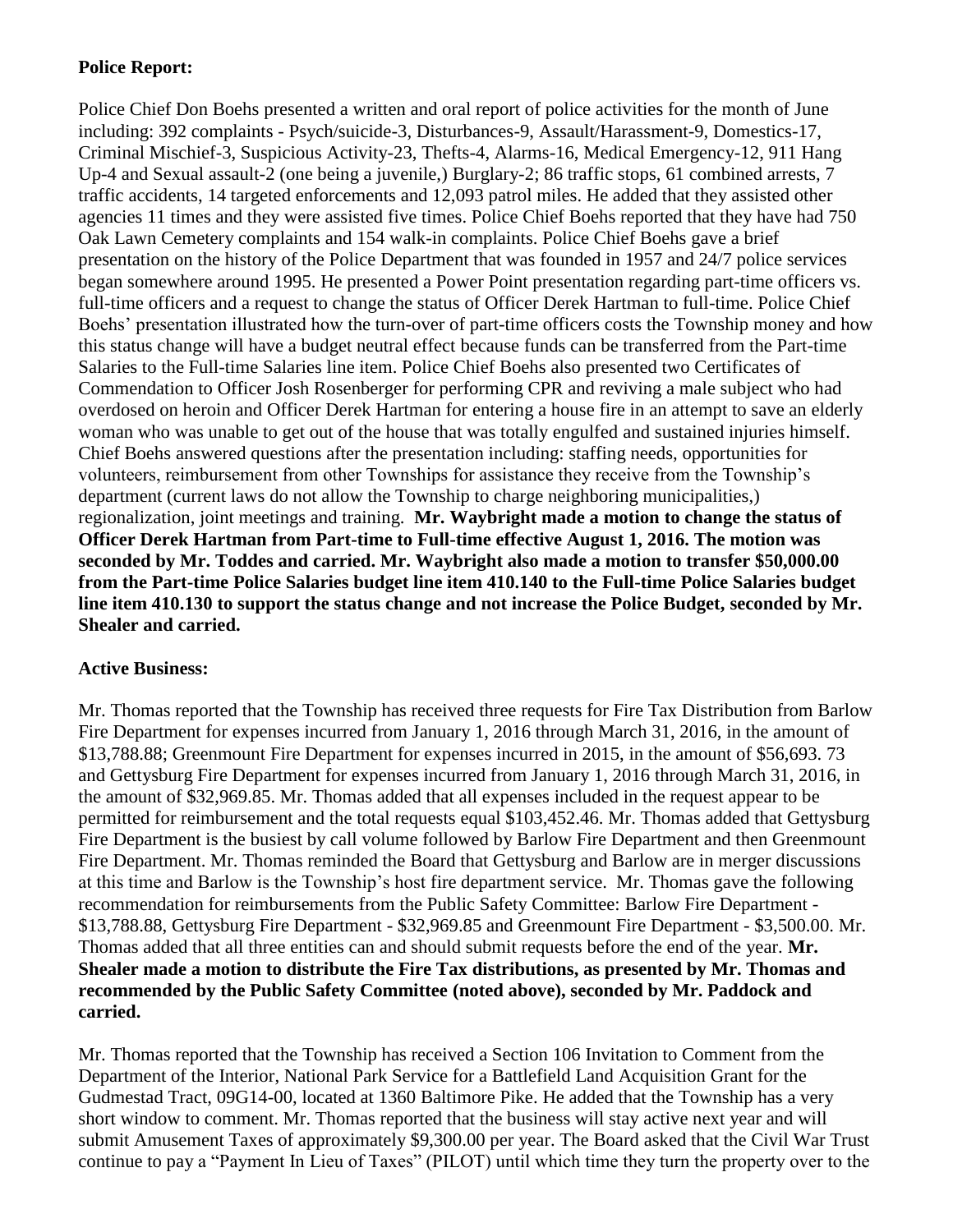**Police Report:**

Police Chief Don Boehs presented a written and oral report of police activities for the month of June including: 392 complaints - Psych/suicide-3, Disturbances-9, Assault/Harassment-9, Domestics-17, Criminal Mischief-3, Suspicious Activity-23, Thefts-4, Alarms-16, Medical Emergency-12, 911 Hang Up-4 and Sexual assault-2 (one being a juvenile,) Burglary-2; 86 traffic stops, 61 combined arrests, 7 traffic accidents, 14 targeted enforcements and 12,093 patrol miles. He added that they assisted other agencies 11 times and they were assisted five times. Police Chief Boehs reported that they have had 750 Oak Lawn Cemetery complaints and 154 walk-in complaints. Police Chief Boehs gave a brief presentation on the history of the Police Department that was founded in 1957 and 24/7 police services began somewhere around 1995. He presented a Power Point presentation regarding part-time officers vs. full-time officers and a request to change the status of Officer Derek Hartman to full-time. Police Chief Boehs' presentation illustrated how the turn-over of part-time officers costs the Township money and how this status change will have a budget neutral effect because funds can be transferred from the Part-time Salaries to the Full-time Salaries line item. Police Chief Boehs also presented two Certificates of Commendation to Officer Josh Rosenberger for performing CPR and reviving a male subject who had overdosed on heroin and Officer Derek Hartman for entering a house fire in an attempt to save an elderly woman who was unable to get out of the house that was totally engulfed and sustained injuries himself. Chief Boehs answered questions after the presentation including: staffing needs, opportunities for volunteers, reimbursement from other Townships for assistance they receive from the Township's department (current laws do not allow the Township to charge neighboring municipalities,) regionalization, joint meetings and training. **Mr. Waybright made a motion to change the status of Officer Derek Hartman from Part-time to Full-time effective August 1, 2016. The motion was seconded by Mr. Toddes and carried. Mr. Waybright also made a motion to transfer $50,000.00 from the Part-time Police Salaries budget line item 410.140 to the Full-time Police Salaries budget line item 410.130 to support the status change and not increase the Police Budget, seconded by Mr. Shealer and carried.**

**Active Business:**

Mr. Thomas reported that the Township has received three requests for Fire Tax Distribution from Barlow Fire Department for expenses incurred from January 1, 2016 through March 31, 2016, in the amount of $13,788.88; Greenmount Fire Department for expenses incurred in 2015, in the amount of $56,693. 73 and Gettysburg Fire Department for expenses incurred from January 1, 2016 through March 31, 2016, in the amount of $32,969.85. Mr. Thomas added that all expenses included in the request appear to be permitted for reimbursement and the total requests equal $103,452.46. Mr. Thomas added that Gettysburg Fire Department is the busiest by call volume followed by Barlow Fire Department and then Greenmount Fire Department. Mr. Thomas reminded the Board that Gettysburg and Barlow are in merger discussions at this time and Barlow is the Township's host fire department service. Mr. Thomas gave the following recommendation for reimbursements from the Public Safety Committee: Barlow Fire Department - $13,788.88, Gettysburg Fire Department - $32,969.85 and Greenmount Fire Department - $3,500.00. Mr. Thomas added that all three entities can and should submit requests before the end of the year. **Mr. Shealer made a motion to distribute the Fire Tax distributions, as presented by Mr. Thomas and recommended by the Public Safety Committee (noted above), seconded by Mr. Paddock and carried.**

Mr. Thomas reported that the Township has received a Section 106 Invitation to Comment from the Department of the Interior, National Park Service for a Battlefield Land Acquisition Grant for the Gudmestad Tract, 09G14-00, located at 1360 Baltimore Pike. He added that the Township has a very short window to comment. Mr. Thomas reported that the business will stay active next year and will submit Amusement Taxes of approximately $9,300.00 per year. The Board asked that the Civil War Trust continue to pay a "Payment In Lieu of Taxes" (PILOT) until which time they turn the property over to the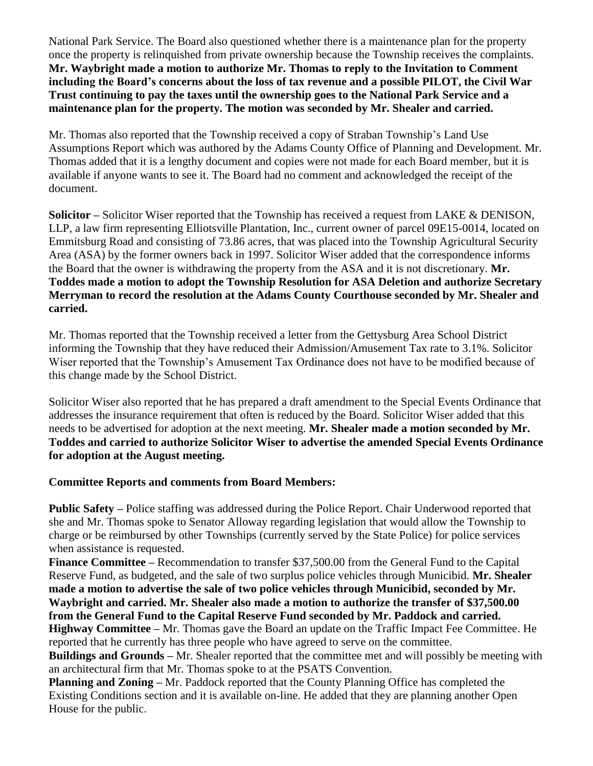National Park Service. The Board also questioned whether there is a maintenance plan for the property once the property is relinquished from private ownership because the Township receives the complaints. **Mr. Waybright made a motion to authorize Mr. Thomas to reply to the Invitation to Comment including the Board's concerns about the loss of tax revenue and a possible PILOT, the Civil War Trust continuing to pay the taxes until the ownership goes to the National Park Service and a maintenance plan for the property. The motion was seconded by Mr. Shealer and carried.**

Mr. Thomas also reported that the Township received a copy of Straban Township's Land Use Assumptions Report which was authored by the Adams County Office of Planning and Development. Mr. Thomas added that it is a lengthy document and copies were not made for each Board member, but it is available if anyone wants to see it. The Board had no comment and acknowledged the receipt of the document.

**Solicitor –** Solicitor Wiser reported that the Township has received a request from LAKE & DENISON, LLP, a law firm representing Elliotsville Plantation, Inc., current owner of parcel 09E15-0014, located on Emmitsburg Road and consisting of 73.86 acres, that was placed into the Township Agricultural Security Area (ASA) by the former owners back in 1997. Solicitor Wiser added that the correspondence informs the Board that the owner is withdrawing the property from the ASA and it is not discretionary. **Mr. Toddes made a motion to adopt the Township Resolution for ASA Deletion and authorize Secretary Merryman to record the resolution at the Adams County Courthouse seconded by Mr. Shealer and carried.**

Mr. Thomas reported that the Township received a letter from the Gettysburg Area School District informing the Township that they have reduced their Admission/Amusement Tax rate to 3.1%. Solicitor Wiser reported that the Township's Amusement Tax Ordinance does not have to be modified because of this change made by the School District.

Solicitor Wiser also reported that he has prepared a draft amendment to the Special Events Ordinance that addresses the insurance requirement that often is reduced by the Board. Solicitor Wiser added that this needs to be advertised for adoption at the next meeting. **Mr. Shealer made a motion seconded by Mr. Toddes and carried to authorize Solicitor Wiser to advertise the amended Special Events Ordinance for adoption at the August meeting.**

**Committee Reports and comments from Board Members:**

**Public Safety –** Police staffing was addressed during the Police Report. Chair Underwood reported that she and Mr. Thomas spoke to Senator Alloway regarding legislation that would allow the Township to charge or be reimbursed by other Townships (currently served by the State Police) for police services when assistance is requested.

**Finance Committee –** Recommendation to transfer $37,500.00 from the General Fund to the Capital Reserve Fund, as budgeted, and the sale of two surplus police vehicles through Municibid. **Mr. Shealer made a motion to advertise the sale of two police vehicles through Municibid, seconded by Mr. Waybright and carried. Mr. Shealer also made a motion to authorize the transfer of $37,500.00 from the General Fund to the Capital Reserve Fund seconded by Mr. Paddock and carried.**

**Highway Committee –** Mr. Thomas gave the Board an update on the Traffic Impact Fee Committee. He reported that he currently has three people who have agreed to serve on the committee.

**Buildings and Grounds –** Mr. Shealer reported that the committee met and will possibly be meeting with an architectural firm that Mr. Thomas spoke to at the PSATS Convention.

**Planning and Zoning –** Mr. Paddock reported that the County Planning Office has completed the Existing Conditions section and it is available on-line. He added that they are planning another Open House for the public.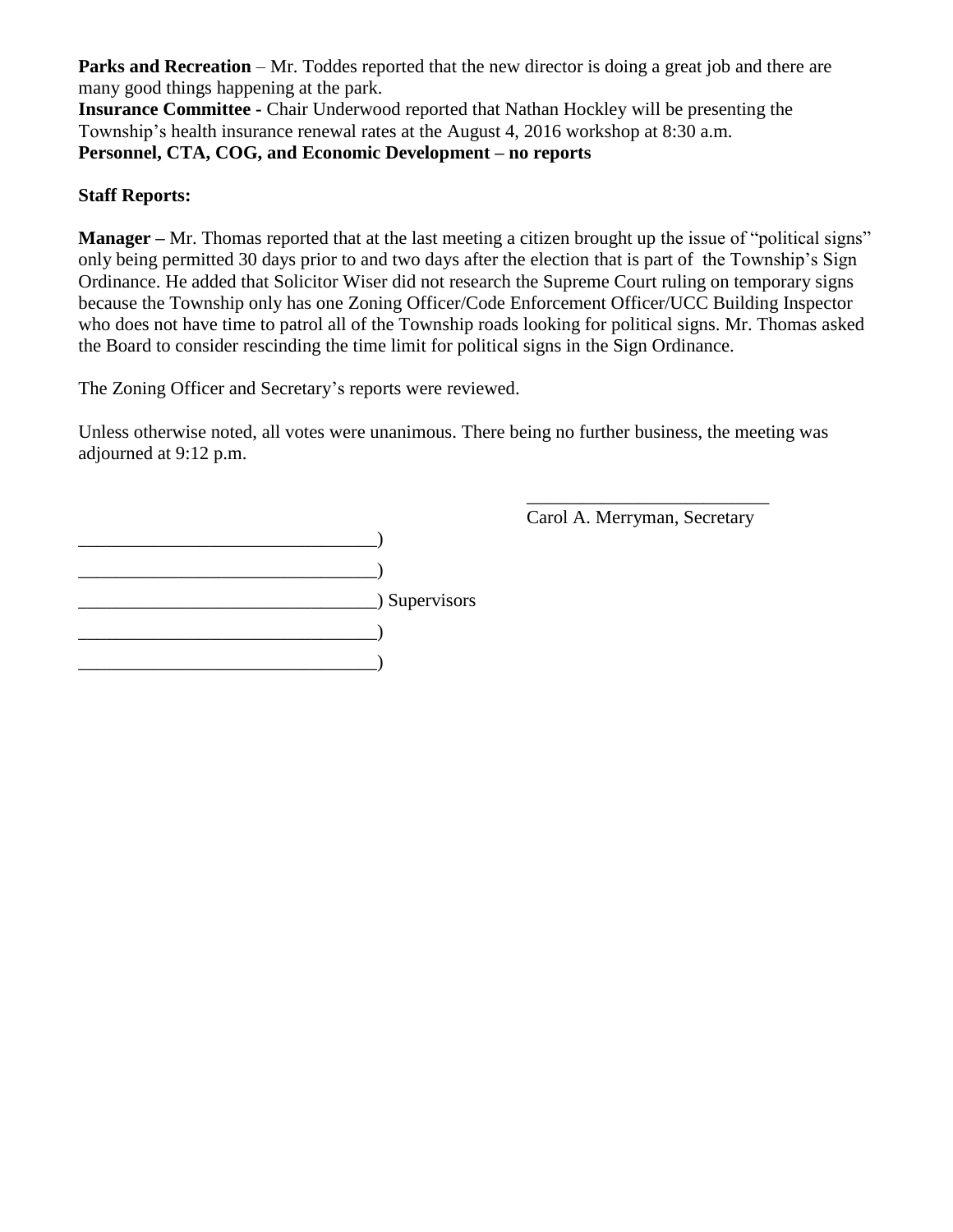**Parks and Recreation** – Mr. Toddes reported that the new director is doing a great job and there are many good things happening at the park.
**Insurance Committee -** Chair Underwood reported that Nathan Hockley will be presenting the Township's health insurance renewal rates at the August 4, 2016 workshop at 8:30 a.m.
**Personnel, CTA, COG, and Economic Development – no reports**

**Staff Reports:**

**Manager –** Mr. Thomas reported that at the last meeting a citizen brought up the issue of "political signs" only being permitted 30 days prior to and two days after the election that is part of the Township's Sign Ordinance. He added that Solicitor Wiser did not research the Supreme Court ruling on temporary signs because the Township only has one Zoning Officer/Code Enforcement Officer/UCC Building Inspector who does not have time to patrol all of the Township roads looking for political signs. Mr. Thomas asked the Board to consider rescinding the time limit for political signs in the Sign Ordinance.

The Zoning Officer and Secretary's reports were reviewed.

Unless otherwise noted, all votes were unanimous. There being no further business, the meeting was adjourned at 9:12 p.m.

__________________________
Carol A. Merryman, Secretary

_________________________________)
_________________________________)
_________________________________) Supervisors
_________________________________)
_________________________________)